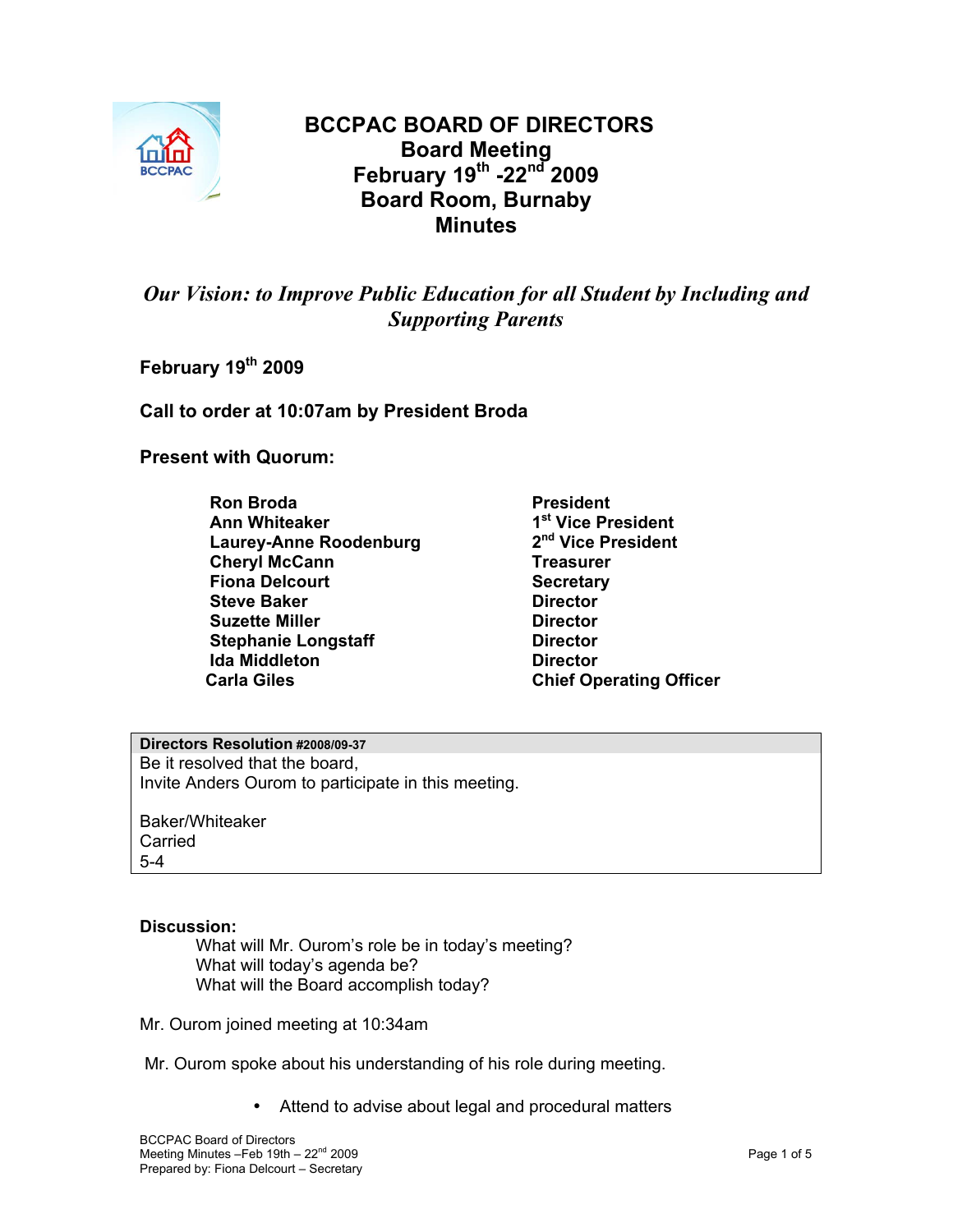# BCCPAC BOARD OF DIRECTORS
## Board Meeting
## February 19th -22nd 2009
## Board Room, Burnaby
## Minutes

***Our Vision: to Improve Public Education for all Student by Including and Supporting Parents***

**February 19th 2009**

**Call to order at 10:07am by President Broda**

**Present with Quorum:**

| | |
|---|---|
| **Ron Broda** | **President** |
| **Ann Whiteaker** | **1st Vice President** |
| **Laurey-Anne Roodenburg** | **2nd Vice President** |
| **Cheryl McCann** | **Treasurer** |
| **Fiona Delcourt** | **Secretary** |
| **Steve Baker** | **Director** |
| **Suzette Miller** | **Director** |
| **Stephanie Longstaff** | **Director** |
| **Ida Middleton** | **Director** |
| **Carla Giles** | **Chief Operating Officer** |

| **Directors Resolution #2008/09-37** |
|---|
| Be it resolved that the board,<br>Invite Anders Ourom to participate in this meeting.<br><br>Baker/Whiteaker<br>Carried<br>5-4 |

**Discussion:**

What will Mr. Ourom's role be in today's meeting?
What will today's agenda be?
What will the Board accomplish today?

Mr. Ourom joined meeting at 10:34am

Mr. Ourom spoke about his understanding of his role during meeting.

- Attend to advise about legal and procedural matters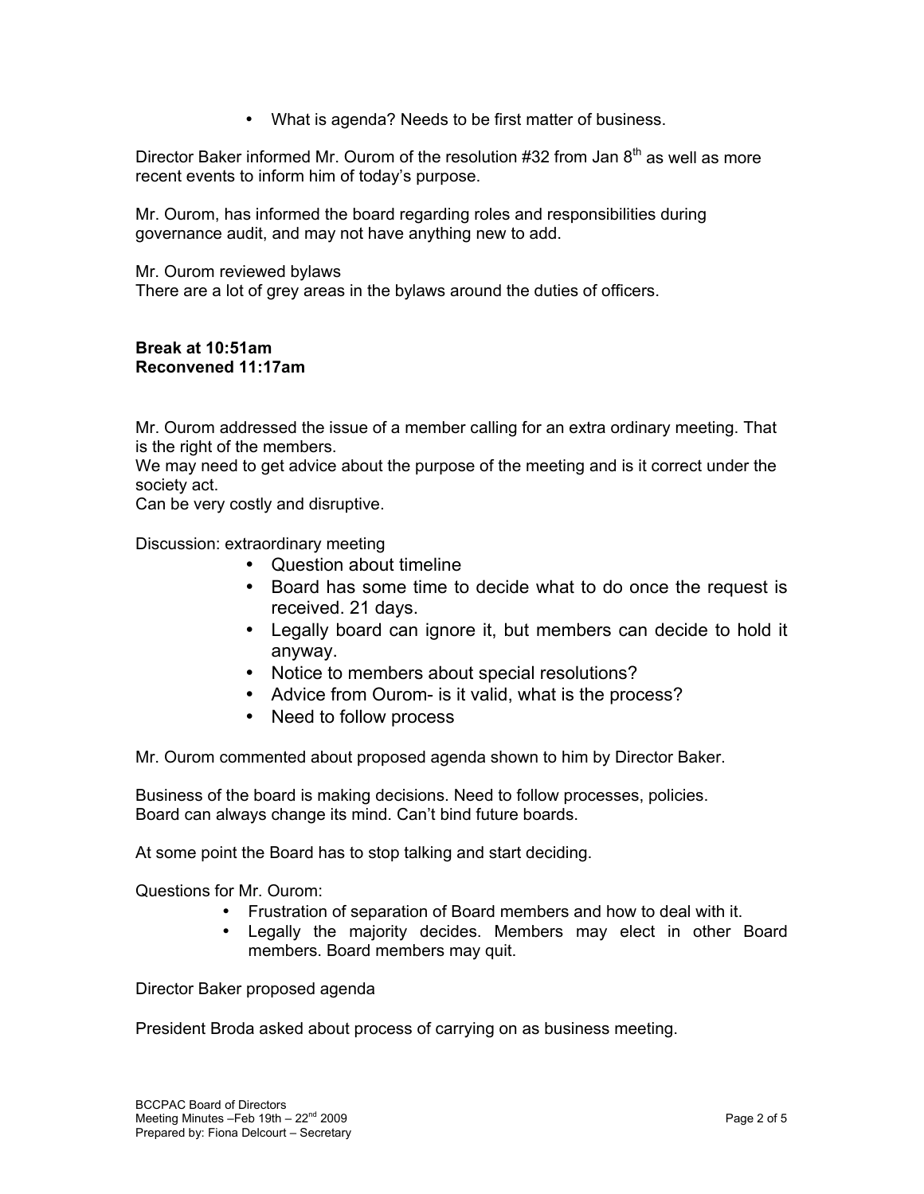- What is agenda? Needs to be first matter of business.

Director Baker informed Mr. Ourom of the resolution #32 from Jan 8th as well as more recent events to inform him of today's purpose.

Mr. Ourom, has informed the board regarding roles and responsibilities during governance audit, and may not have anything new to add.

Mr. Ourom reviewed bylaws
There are a lot of grey areas in the bylaws around the duties of officers.

**Break at 10:51am**
**Reconvened 11:17am**

Mr. Ourom addressed the issue of a member calling for an extra ordinary meeting. That is the right of the members.
We may need to get advice about the purpose of the meeting and is it correct under the society act.
Can be very costly and disruptive.

Discussion: extraordinary meeting

- Question about timeline
- Board has some time to decide what to do once the request is received. 21 days.
- Legally board can ignore it, but members can decide to hold it anyway.
- Notice to members about special resolutions?
- Advice from Ourom- is it valid, what is the process?
- Need to follow process

Mr. Ourom commented about proposed agenda shown to him by Director Baker.

Business of the board is making decisions. Need to follow processes, policies.
Board can always change its mind. Can't bind future boards.

At some point the Board has to stop talking and start deciding.

Questions for Mr. Ourom:

- Frustration of separation of Board members and how to deal with it.
- Legally the majority decides. Members may elect in other Board members. Board members may quit.

Director Baker proposed agenda

President Broda asked about process of carrying on as business meeting.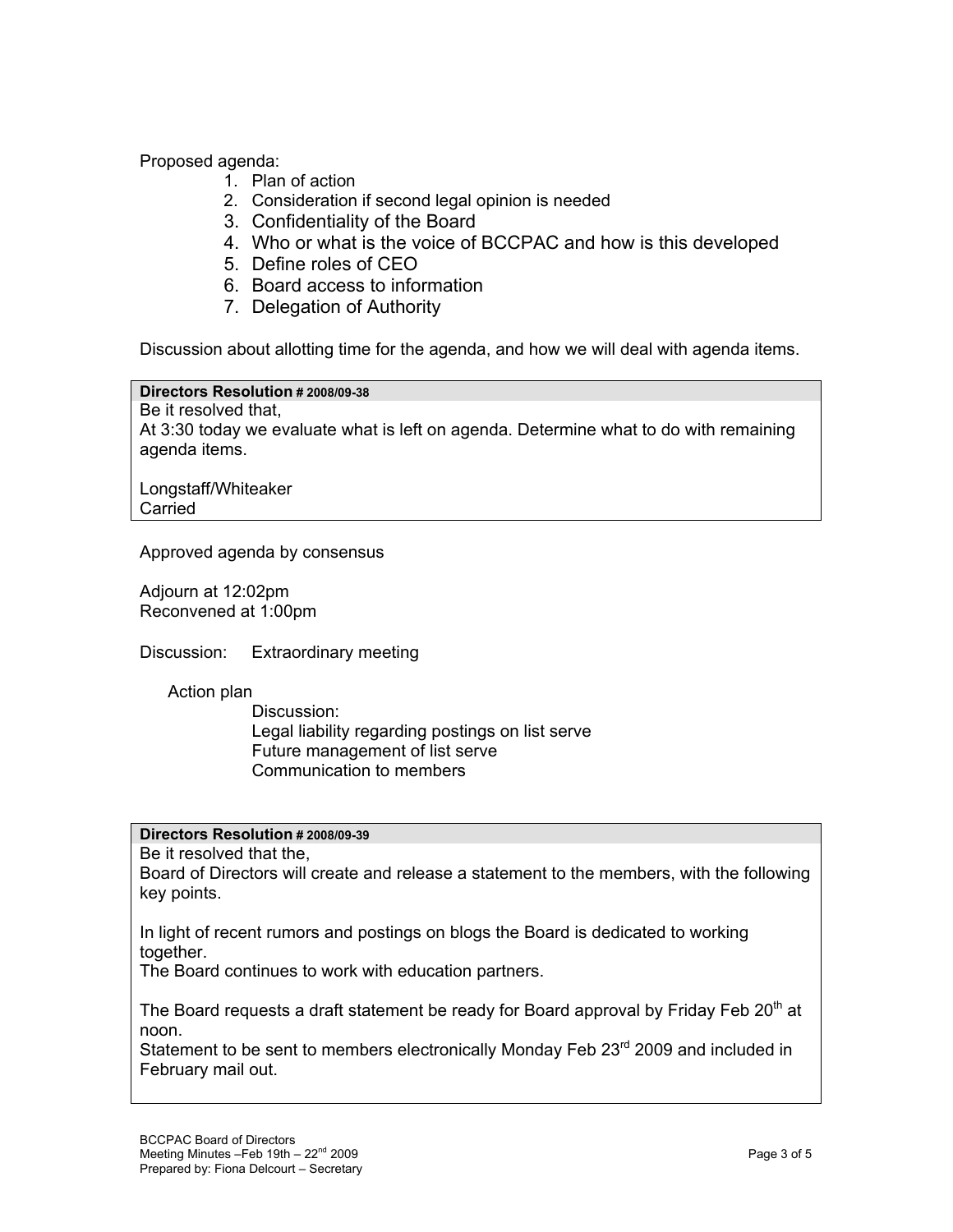Proposed agenda:

1. Plan of action
2. Consideration if second legal opinion is needed
3. Confidentiality of the Board
4. Who or what is the voice of BCCPAC and how is this developed
5. Define roles of CEO
6. Board access to information
7. Delegation of Authority

Discussion about allotting time for the agenda, and how we will deal with agenda items.

| **Directors Resolution # 2008/09-38** |
|---|
| Be it resolved that,<br>At 3:30 today we evaluate what is left on agenda. Determine what to do with remaining agenda items.<br><br>Longstaff/Whiteaker<br>Carried |

Approved agenda by consensus

Adjourn at 12:02pm
Reconvened at 1:00pm

Discussion: Extraordinary meeting

Action plan

Discussion:
Legal liability regarding postings on list serve
Future management of list serve
Communication to members

| **Directors Resolution # 2008/09-39** |
|---|
| Be it resolved that the,<br>Board of Directors will create and release a statement to the members, with the following key points.<br><br>In light of recent rumors and postings on blogs the Board is dedicated to working together.<br>The Board continues to work with education partners.<br><br>The Board requests a draft statement be ready for Board approval by Friday Feb 20th at noon.<br>Statement to be sent to members electronically Monday Feb 23rd 2009 and included in February mail out. |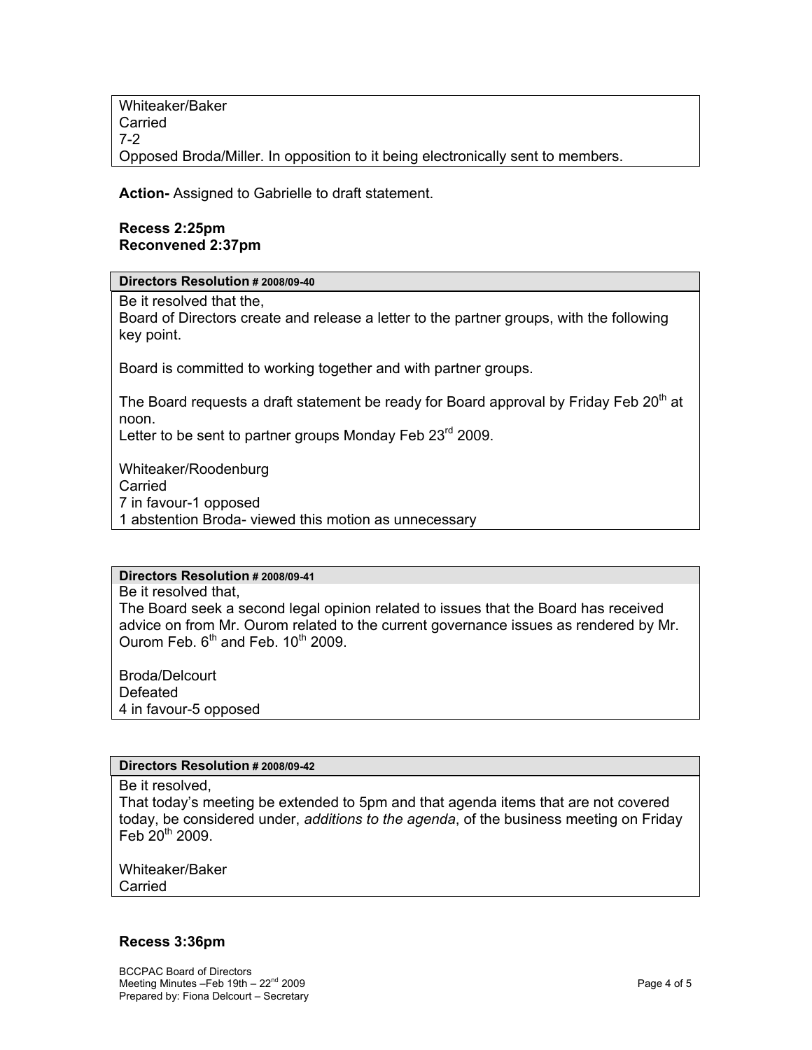Whiteaker/Baker
Carried
7-2
Opposed Broda/Miller. In opposition to it being electronically sent to members.

**Action-** Assigned to Gabrielle to draft statement.

**Recess 2:25pm**
**Reconvened 2:37pm**

**Directors Resolution # 2008/09-40**

Be it resolved that the,
Board of Directors create and release a letter to the partner groups, with the following key point.

Board is committed to working together and with partner groups.

The Board requests a draft statement be ready for Board approval by Friday Feb 20th at noon.
Letter to be sent to partner groups Monday Feb 23rd 2009.

Whiteaker/Roodenburg
Carried
7 in favour-1 opposed
1 abstention Broda- viewed this motion as unnecessary

**Directors Resolution # 2008/09-41**

Be it resolved that,
The Board seek a second legal opinion related to issues that the Board has received advice on from Mr. Ourom related to the current governance issues as rendered by Mr. Ourom Feb. 6th and Feb. 10th 2009.

Broda/Delcourt
Defeated
4 in favour-5 opposed

**Directors Resolution # 2008/09-42**

Be it resolved,
That today's meeting be extended to 5pm and that agenda items that are not covered today, be considered under, *additions to the agenda*, of the business meeting on Friday Feb 20th 2009.

Whiteaker/Baker
Carried

**Recess 3:36pm**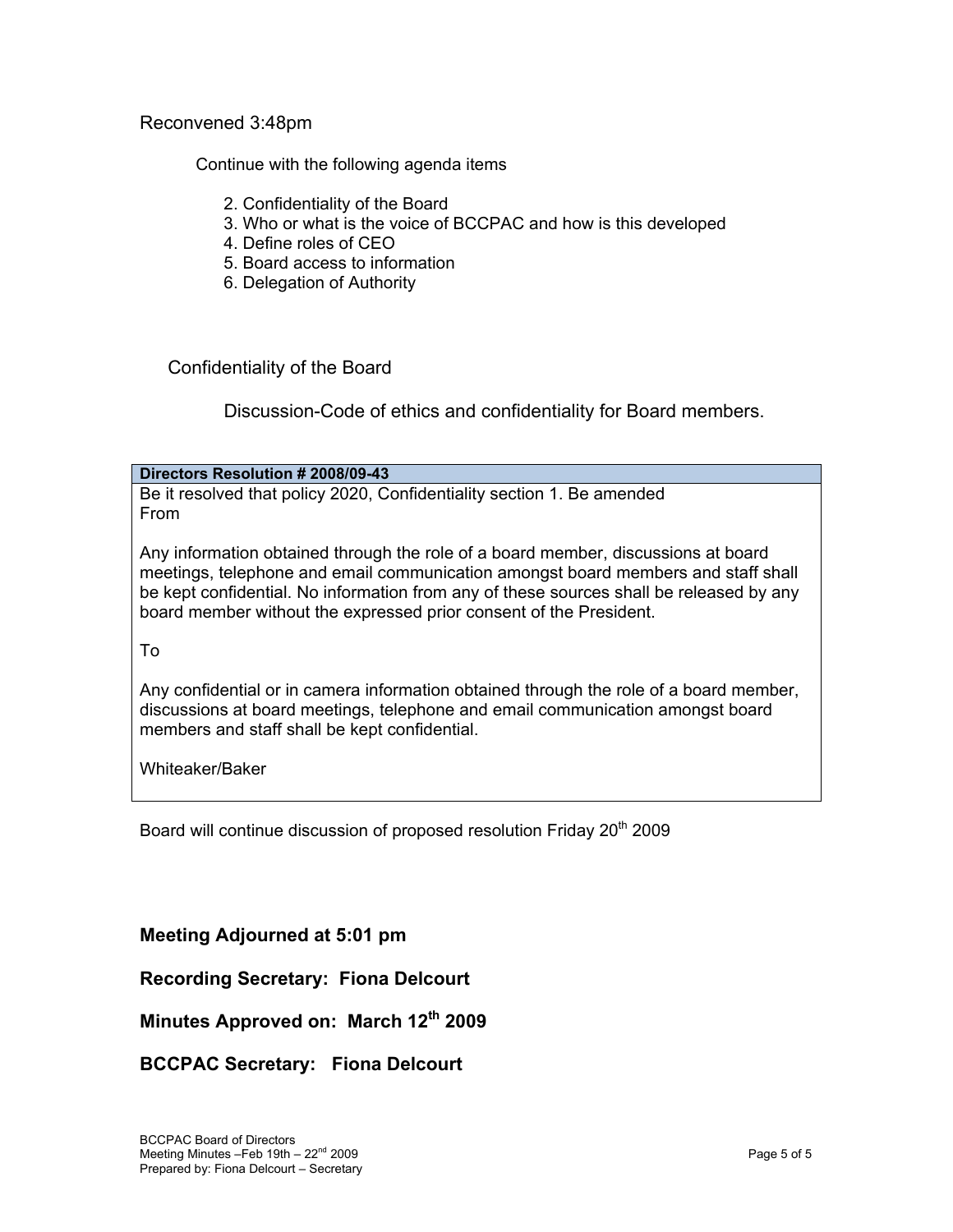Reconvened 3:48pm

Continue with the following agenda items

2. Confidentiality of the Board
3. Who or what is the voice of BCCPAC and how is this developed
4. Define roles of CEO
5. Board access to information
6. Delegation of Authority

Confidentiality of the Board

Discussion-Code of ethics and confidentiality for Board members.

| **Directors Resolution # 2008/09-43** |
|---|
| Be it resolved that policy 2020, Confidentiality section 1. Be amended<br>From<br><br>Any information obtained through the role of a board member, discussions at board meetings, telephone and email communication amongst board members and staff shall be kept confidential. No information from any of these sources shall be released by any board member without the expressed prior consent of the President.<br><br>To<br><br>Any confidential or in camera information obtained through the role of a board member, discussions at board meetings, telephone and email communication amongst board members and staff shall be kept confidential.<br><br>Whiteaker/Baker |

Board will continue discussion of proposed resolution Friday 20th 2009

**Meeting Adjourned at 5:01 pm**

**Recording Secretary: Fiona Delcourt**

**Minutes Approved on: March 12th 2009**

**BCCPAC Secretary: Fiona Delcourt**